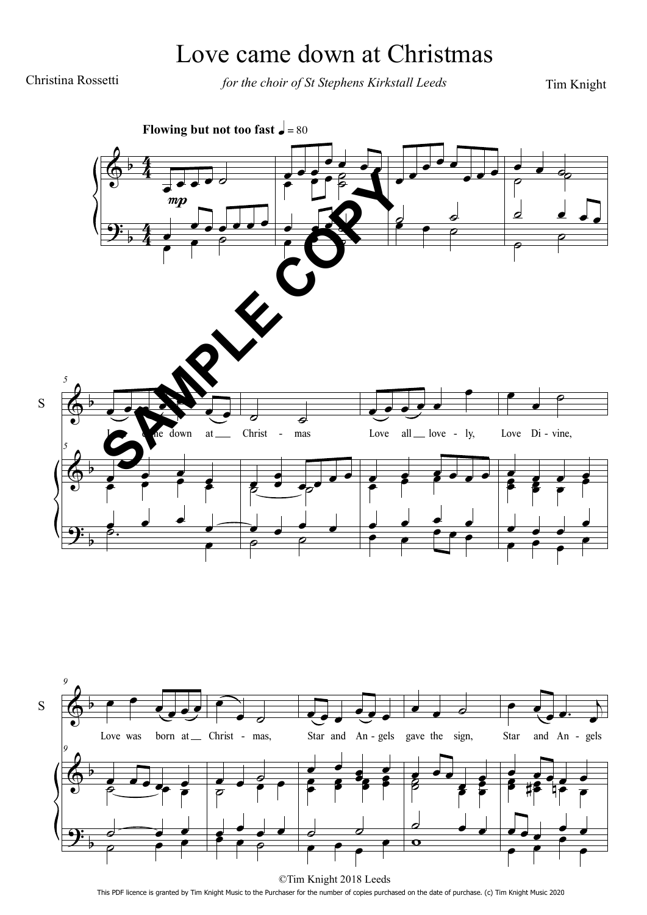# Love came down at Christmas

Christina Rossetti

*for the choir of St Stephens Kirkstall Leeds*

Tim Knight

**Flowing but not too fast** ♩ = 80

Love came down at Christ - mas Love all love - ly, Love Di - vine,

Love was born at Christ - mas, Star and An - gels gave the sign, Star and An - gels

©Tim Knight 2018 Leeds

This PDF licence is granted by Tim Knight Music to the Purchaser for the number of copies purchased on the date of purchase. (c) Tim Knight Music 2020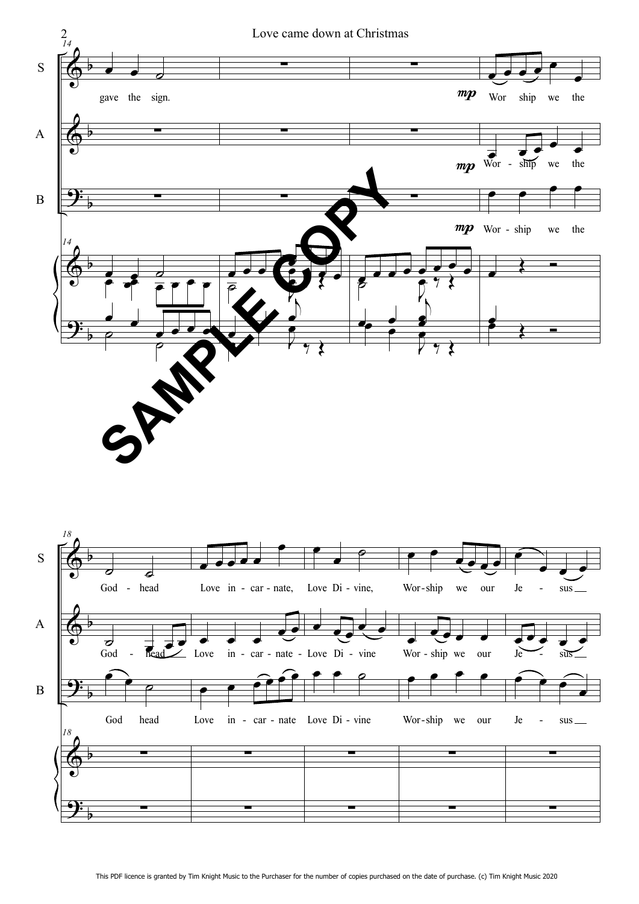gave the sign.

Worship we the Godhead Love incarnate, Love Divine, Worship we our Jesus

SAMPLE COPY

This PDF licence is granted by Tim Knight Music to the Purchaser for the number of copies purchased on the date of purchase. (c) Tim Knight Music 2020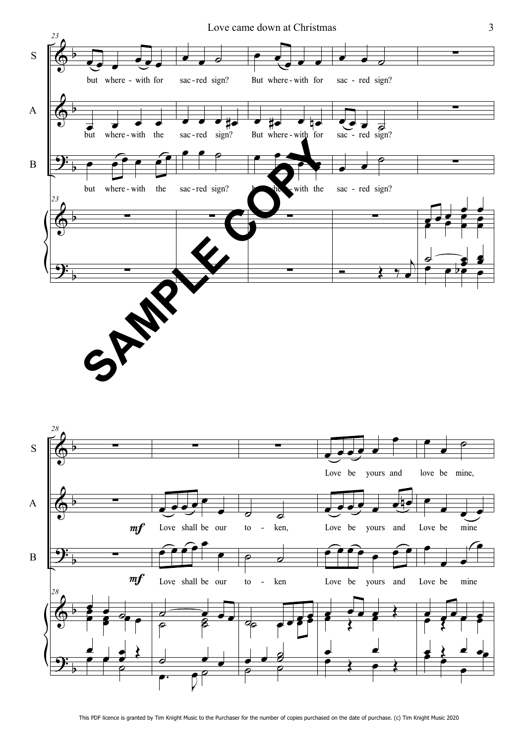S: but where - with for sac - red sign? But where - with for sac - red sign?

A: but where - with the sac - red sign? But where - with for sac - red sign?

B: but where - with the sac - red sign? But where - with the sac - red sign?

SAMPLE COPY

S: Love be yours and love be mine,

A: *mf* Love shall be our to - ken, Love be yours and Love be mine

B: *mf* Love shall be our to - ken Love be yours and Love be mine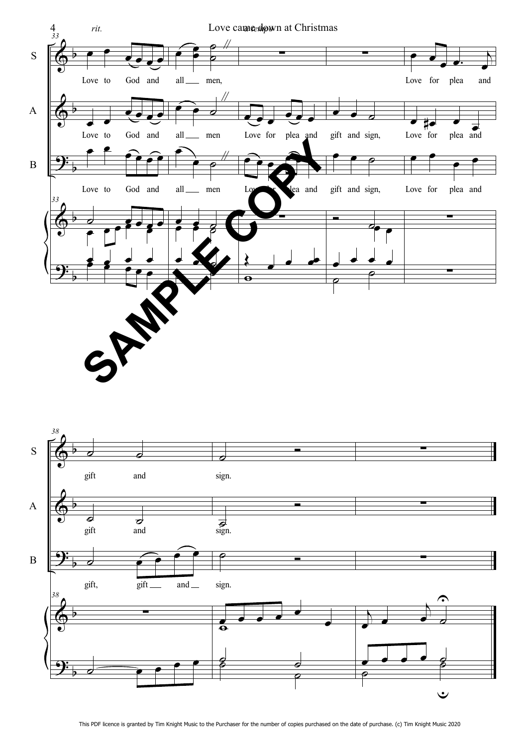*rit.* *a tempo*

33

S: Love to God and all ___ men, Love for plea and

A: Love to God and all ___ men Love for plea and gift and sign, Love for plea and

B: Love to God and all ___ men Love for plea and gift and sign, Love for plea and

38

S: gift and sign.

A: gift and sign.

B: gift, gift ___ and ___ sign.

SAMPLE COPY